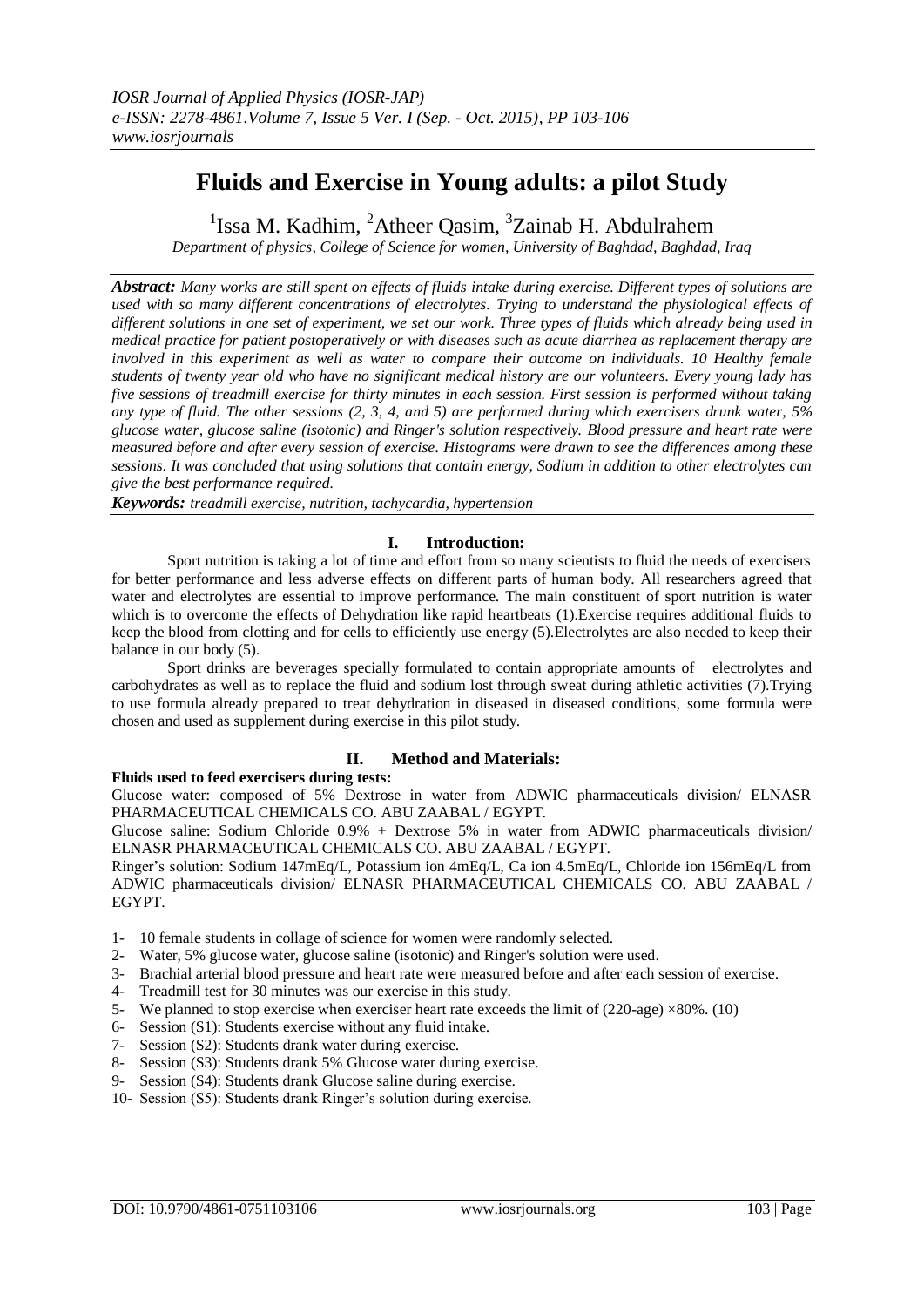# Fluids and Exercise in Young adults: a pilot Study

[1]Issa M. Kadhim, [2]Atheer Qasim, [3]Zainab H. Abdulrahem

*Department of physics, College of Science for women, University of Baghdad, Baghdad, Iraq*

***Abstract:*** *Many works are still spent on effects of fluids intake during exercise. Different types of solutions are used with so many different concentrations of electrolytes. Trying to understand the physiological effects of different solutions in one set of experiment, we set our work. Three types of fluids which already being used in medical practice for patient postoperatively or with diseases such as acute diarrhea as replacement therapy are involved in this experiment as well as water to compare their outcome on individuals. 10 Healthy female students of twenty year old who have no significant medical history are our volunteers. Every young lady has five sessions of treadmill exercise for thirty minutes in each session. First session is performed without taking any type of fluid. The other sessions (2, 3, 4, and 5) are performed during which exercisers drunk water, 5% glucose water, glucose saline (isotonic) and Ringer's solution respectively. Blood pressure and heart rate were measured before and after every session of exercise. Histograms were drawn to see the differences among these sessions. It was concluded that using solutions that contain energy, Sodium in addition to other electrolytes can give the best performance required.*

***Keywords:*** *treadmill exercise, nutrition, tachycardia, hypertension*

## I. Introduction:

Sport nutrition is taking a lot of time and effort from so many scientists to fluid the needs of exercisers for better performance and less adverse effects on different parts of human body. All researchers agreed that water and electrolytes are essential to improve performance. The main constituent of sport nutrition is water which is to overcome the effects of Dehydration like rapid heartbeats (1).Exercise requires additional fluids to keep the blood from clotting and for cells to efficiently use energy (5).Electrolytes are also needed to keep their balance in our body (5).

Sport drinks are beverages specially formulated to contain appropriate amounts of electrolytes and carbohydrates as well as to replace the fluid and sodium lost through sweat during athletic activities (7).Trying to use formula already prepared to treat dehydration in diseased in diseased conditions, some formula were chosen and used as supplement during exercise in this pilot study.

## II. Method and Materials:

**Fluids used to feed exercisers during tests:**

Glucose water: composed of 5% Dextrose in water from ADWIC pharmaceuticals division/ ELNASR PHARMACEUTICAL CHEMICALS CO. ABU ZAABAL / EGYPT.

Glucose saline: Sodium Chloride 0.9% + Dextrose 5% in water from ADWIC pharmaceuticals division/ ELNASR PHARMACEUTICAL CHEMICALS CO. ABU ZAABAL / EGYPT.

Ringer's solution: Sodium 147mEq/L, Potassium ion 4mEq/L, Ca ion 4.5mEq/L, Chloride ion 156mEq/L from ADWIC pharmaceuticals division/ ELNASR PHARMACEUTICAL CHEMICALS CO. ABU ZAABAL / EGYPT.

1- 10 female students in collage of science for women were randomly selected.
2- Water, 5% glucose water, glucose saline (isotonic) and Ringer's solution were used.
3- Brachial arterial blood pressure and heart rate were measured before and after each session of exercise.
4- Treadmill test for 30 minutes was our exercise in this study.
5- We planned to stop exercise when exerciser heart rate exceeds the limit of $(220\text{-age}) \times 80\%$. (10)
6- Session (S1): Students exercise without any fluid intake.
7- Session (S2): Students drank water during exercise.
8- Session (S3): Students drank 5% Glucose water during exercise.
9- Session (S4): Students drank Glucose saline during exercise.
10- Session (S5): Students drank Ringer's solution during exercise.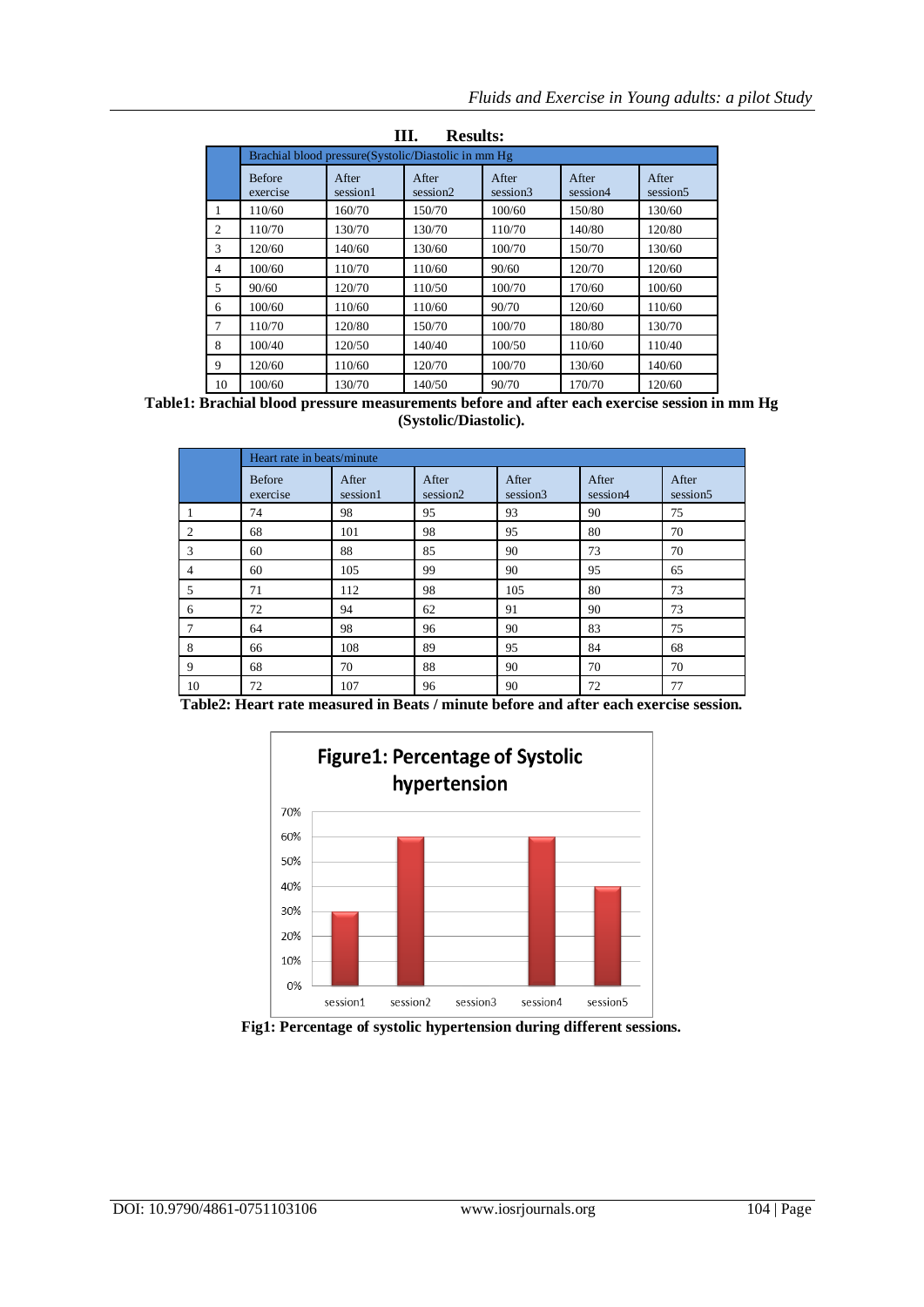## III. Results:

| | Brachial blood pressure(Systolic/Diastolic in mm Hg | | | | | |
|---|---|---|---|---|---|---|
| | Before exercise | After session1 | After session2 | After session3 | After session4 | After session5 |
| 1 | 110/60 | 160/70 | 150/70 | 100/60 | 150/80 | 130/60 |
| 2 | 110/70 | 130/70 | 130/70 | 110/70 | 140/80 | 120/80 |
| 3 | 120/60 | 140/60 | 130/60 | 100/70 | 150/70 | 130/60 |
| 4 | 100/60 | 110/70 | 110/60 | 90/60 | 120/70 | 120/60 |
| 5 | 90/60 | 120/70 | 110/50 | 100/70 | 170/60 | 100/60 |
| 6 | 100/60 | 110/60 | 110/60 | 90/70 | 120/60 | 110/60 |
| 7 | 110/70 | 120/80 | 150/70 | 100/70 | 180/80 | 130/70 |
| 8 | 100/40 | 120/50 | 140/40 | 100/50 | 110/60 | 110/40 |
| 9 | 120/60 | 110/60 | 120/70 | 100/70 | 130/60 | 140/60 |
| 10 | 100/60 | 130/70 | 140/50 | 90/70 | 170/70 | 120/60 |

**Table1: Brachial blood pressure measurements before and after each exercise session in mm Hg (Systolic/Diastolic).**

| | Heart rate in beats/minute | | | | | |
|---|---|---|---|---|---|---|
| | Before exercise | After session1 | After session2 | After session3 | After session4 | After session5 |
| 1 | 74 | 98 | 95 | 93 | 90 | 75 |
| 2 | 68 | 101 | 98 | 95 | 80 | 70 |
| 3 | 60 | 88 | 85 | 90 | 73 | 70 |
| 4 | 60 | 105 | 99 | 90 | 95 | 65 |
| 5 | 71 | 112 | 98 | 105 | 80 | 73 |
| 6 | 72 | 94 | 62 | 91 | 90 | 73 |
| 7 | 64 | 98 | 96 | 90 | 83 | 75 |
| 8 | 66 | 108 | 89 | 95 | 84 | 68 |
| 9 | 68 | 70 | 88 | 90 | 70 | 70 |
| 10 | 72 | 107 | 96 | 90 | 72 | 77 |

**Table2: Heart rate measured in Beats / minute before and after each exercise session.**

**Fig1: Percentage of systolic hypertension during different sessions.**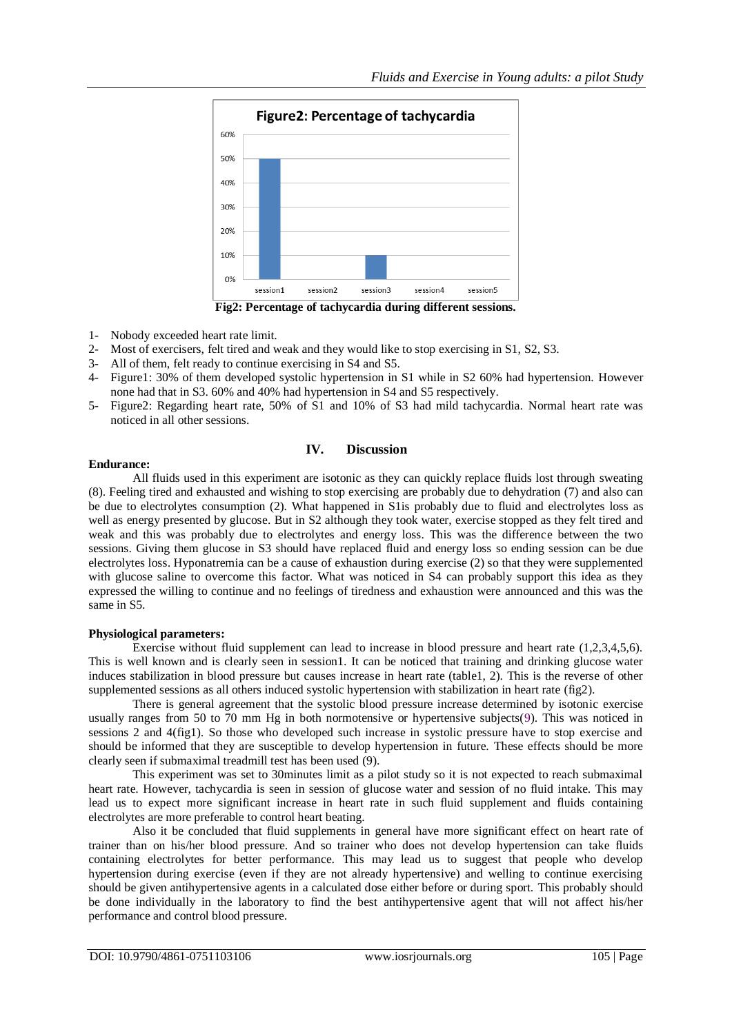**Fig2: Percentage of tachycardia during different sessions.**

1- Nobody exceeded heart rate limit.
2- Most of exercisers, felt tired and weak and they would like to stop exercising in S1, S2, S3.
3- All of them, felt ready to continue exercising in S4 and S5.
4- Figure1: 30% of them developed systolic hypertension in S1 while in S2 60% had hypertension. However none had that in S3. 60% and 40% had hypertension in S4 and S5 respectively.
5- Figure2: Regarding heart rate, 50% of S1 and 10% of S3 had mild tachycardia. Normal heart rate was noticed in all other sessions.

## IV. Discussion

**Endurance:**

All fluids used in this experiment are isotonic as they can quickly replace fluids lost through sweating (8). Feeling tired and exhausted and wishing to stop exercising are probably due to dehydration (7) and also can be due to electrolytes consumption (2). What happened in S1is probably due to fluid and electrolytes loss as well as energy presented by glucose. But in S2 although they took water, exercise stopped as they felt tired and weak and this was probably due to electrolytes and energy loss. This was the difference between the two sessions. Giving them glucose in S3 should have replaced fluid and energy loss so ending session can be due electrolytes loss. Hyponatremia can be a cause of exhaustion during exercise (2) so that they were supplemented with glucose saline to overcome this factor. What was noticed in S4 can probably support this idea as they expressed the willing to continue and no feelings of tiredness and exhaustion were announced and this was the same in S5.

**Physiological parameters:**

Exercise without fluid supplement can lead to increase in blood pressure and heart rate (1,2,3,4,5,6). This is well known and is clearly seen in session1. It can be noticed that training and drinking glucose water induces stabilization in blood pressure but causes increase in heart rate (table1, 2). This is the reverse of other supplemented sessions as all others induced systolic hypertension with stabilization in heart rate (fig2).

There is general agreement that the systolic blood pressure increase determined by isotonic exercise usually ranges from 50 to 70 mm Hg in both normotensive or hypertensive subjects(9). This was noticed in sessions 2 and 4(fig1). So those who developed such increase in systolic pressure have to stop exercise and should be informed that they are susceptible to develop hypertension in future. These effects should be more clearly seen if submaximal treadmill test has been used (9).

This experiment was set to 30minutes limit as a pilot study so it is not expected to reach submaximal heart rate. However, tachycardia is seen in session of glucose water and session of no fluid intake. This may lead us to expect more significant increase in heart rate in such fluid supplement and fluids containing electrolytes are more preferable to control heart beating.

Also it be concluded that fluid supplements in general have more significant effect on heart rate of trainer than on his/her blood pressure. And so trainer who does not develop hypertension can take fluids containing electrolytes for better performance. This may lead us to suggest that people who develop hypertension during exercise (even if they are not already hypertensive) and welling to continue exercising should be given antihypertensive agents in a calculated dose either before or during sport. This probably should be done individually in the laboratory to find the best antihypertensive agent that will not affect his/her performance and control blood pressure.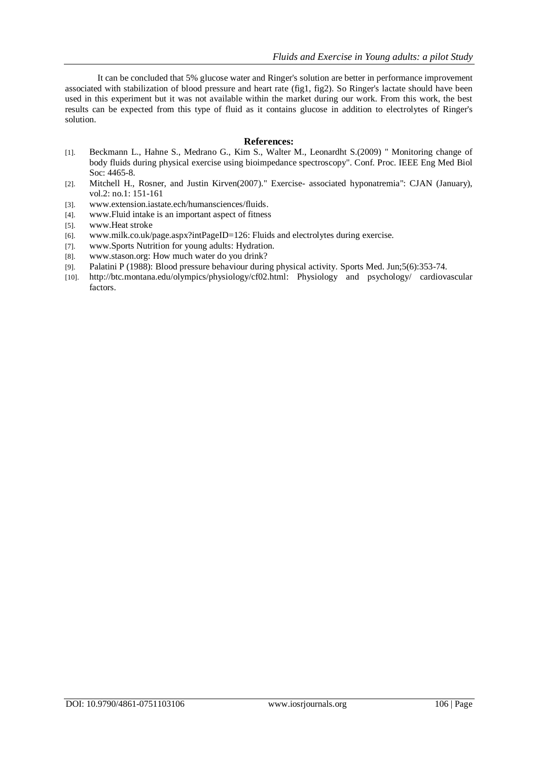It can be concluded that 5% glucose water and Ringer's solution are better in performance improvement associated with stabilization of blood pressure and heart rate (fig1, fig2). So Ringer's lactate should have been used in this experiment but it was not available within the market during our work. From this work, the best results can be expected from this type of fluid as it contains glucose in addition to electrolytes of Ringer's solution.

## References:

[1]. Beckmann L., Hahne S., Medrano G., Kim S., Walter M., Leonardht S.(2009) " Monitoring change of body fluids during physical exercise using bioimpedance spectroscopy". Conf. Proc. IEEE Eng Med Biol Soc: 4465-8.

[2]. Mitchell H., Rosner, and Justin Kirven(2007)." Exercise- associated hyponatremia": CJAN (January), vol.2: no.1: 151-161

[3]. www.extension.iastate.ech/humansciences/fluids.

[4]. www.Fluid intake is an important aspect of fitness

[5]. www.Heat stroke

[6]. www.milk.co.uk/page.aspx?intPageID=126: Fluids and electrolytes during exercise.

[7]. www.Sports Nutrition for young adults: Hydration.

[8]. www.stason.org: How much water do you drink?

[9]. Palatini P (1988): Blood pressure behaviour during physical activity. Sports Med. Jun;5(6):353-74.

[10]. http://btc.montana.edu/olympics/physiology/cf02.html: Physiology and psychology/ cardiovascular factors.